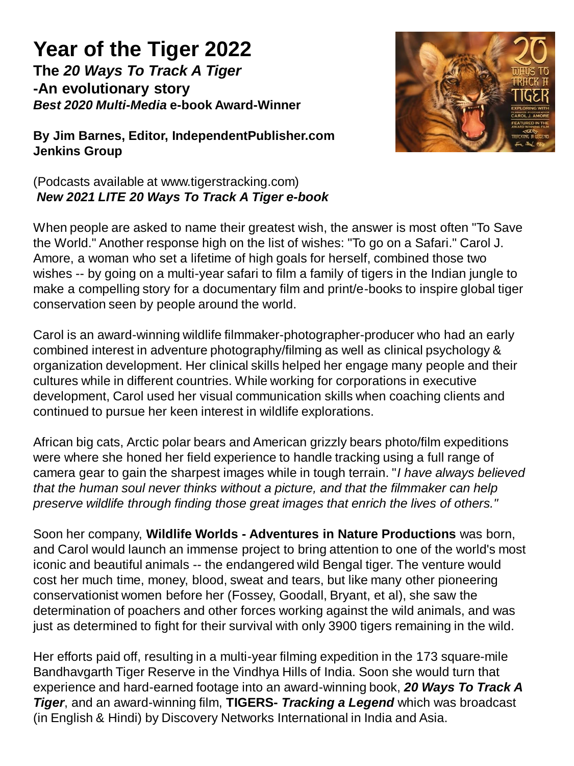# Year of the Tiger 2022

**The *20 Ways To Track A Tiger***
**-An evolutionary story**
***Best 2020 Multi-Media* e-book Award-Winner**

**By Jim Barnes, Editor, IndependentPublisher.com**
**Jenkins Group**

(Podcasts available at www.tigerstracking.com)
***New 2021 LITE 20 Ways To Track A Tiger e-book***

When people are asked to name their greatest wish, the answer is most often "To Save the World." Another response high on the list of wishes: "To go on a Safari." Carol J. Amore, a woman who set a lifetime of high goals for herself, combined those two wishes -- by going on a multi-year safari to film a family of tigers in the Indian jungle to make a compelling story for a documentary film and print/e-books to inspire global tiger conservation seen by people around the world.

Carol is an award-winning wildlife filmmaker-photographer-producer who had an early combined interest in adventure photography/filming as well as clinical psychology & organization development. Her clinical skills helped her engage many people and their cultures while in different countries. While working for corporations in executive development, Carol used her visual communication skills when coaching clients and continued to pursue her keen interest in wildlife explorations.

African big cats, Arctic polar bears and American grizzly bears photo/film expeditions were where she honed her field experience to handle tracking using a full range of camera gear to gain the sharpest images while in tough terrain. "*I have always believed that the human soul never thinks without a picture, and that the filmmaker can help preserve wildlife through finding those great images that enrich the lives of others."*

Soon her company, **Wildlife Worlds - Adventures in Nature Productions** was born, and Carol would launch an immense project to bring attention to one of the world's most iconic and beautiful animals -- the endangered wild Bengal tiger. The venture would cost her much time, money, blood, sweat and tears, but like many other pioneering conservationist women before her (Fossey, Goodall, Bryant, et al), she saw the determination of poachers and other forces working against the wild animals, and was just as determined to fight for their survival with only 3900 tigers remaining in the wild.

Her efforts paid off, resulting in a multi-year filming expedition in the 173 square-mile Bandhavgarth Tiger Reserve in the Vindhya Hills of India. Soon she would turn that experience and hard-earned footage into an award-winning book, ***20 Ways To Track A Tiger***, and an award-winning film, **TIGERS- *Tracking a Legend*** which was broadcast (in English & Hindi) by Discovery Networks International in India and Asia.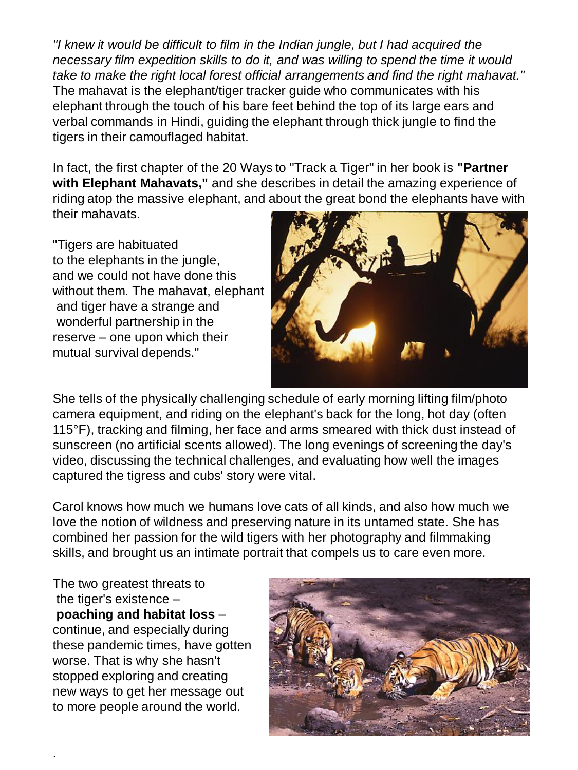*"I knew it would be difficult to film in the Indian jungle, but I had acquired the necessary film expedition skills to do it, and was willing to spend the time it would take to make the right local forest official arrangements and find the right mahavat."* The mahavat is the elephant/tiger tracker guide who communicates with his elephant through the touch of his bare feet behind the top of its large ears and verbal commands in Hindi, guiding the elephant through thick jungle to find the tigers in their camouflaged habitat.

In fact, the first chapter of the 20 Ways to "Track a Tiger" in her book is **"Partner with Elephant Mahavats,"** and she describes in detail the amazing experience of riding atop the massive elephant, and about the great bond the elephants have with their mahavats.

"Tigers are habituated to the elephants in the jungle, and we could not have done this without them. The mahavat, elephant and tiger have a strange and wonderful partnership in the reserve – one upon which their mutual survival depends."

She tells of the physically challenging schedule of early morning lifting film/photo camera equipment, and riding on the elephant's back for the long, hot day (often 115°F), tracking and filming, her face and arms smeared with thick dust instead of sunscreen (no artificial scents allowed). The long evenings of screening the day's video, discussing the technical challenges, and evaluating how well the images captured the tigress and cubs' story were vital.

Carol knows how much we humans love cats of all kinds, and also how much we love the notion of wildness and preserving nature in its untamed state. She has combined her passion for the wild tigers with her photography and filmmaking skills, and brought us an intimate portrait that compels us to care even more.

The two greatest threats to the tiger's existence – **poaching and habitat loss** – continue, and especially during these pandemic times, have gotten worse. That is why she hasn't stopped exploring and creating new ways to get her message out to more people around the world.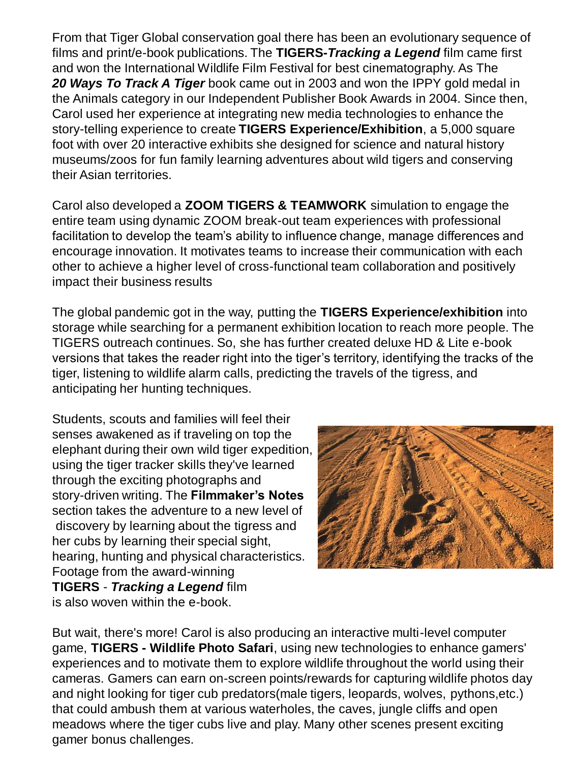From that Tiger Global conservation goal there has been an evolutionary sequence of films and print/e-book publications. The **TIGERS-*Tracking a Legend*** film came first and won the International Wildlife Film Festival for best cinematography. As The ***20 Ways To Track A Tiger*** book came out in 2003 and won the IPPY gold medal in the Animals category in our Independent Publisher Book Awards in 2004. Since then, Carol used her experience at integrating new media technologies to enhance the story-telling experience to create **TIGERS Experience/Exhibition**, a 5,000 square foot with over 20 interactive exhibits she designed for science and natural history museums/zoos for fun family learning adventures about wild tigers and conserving their Asian territories.

Carol also developed a **ZOOM TIGERS & TEAMWORK** simulation to engage the entire team using dynamic ZOOM break-out team experiences with professional facilitation to develop the team's ability to influence change, manage differences and encourage innovation. It motivates teams to increase their communication with each other to achieve a higher level of cross-functional team collaboration and positively impact their business results

The global pandemic got in the way, putting the **TIGERS Experience/exhibition** into storage while searching for a permanent exhibition location to reach more people. The TIGERS outreach continues. So, she has further created deluxe HD & Lite e-book versions that takes the reader right into the tiger's territory, identifying the tracks of the tiger, listening to wildlife alarm calls, predicting the travels of the tigress, and anticipating her hunting techniques.

Students, scouts and families will feel their senses awakened as if traveling on top the elephant during their own wild tiger expedition, using the tiger tracker skills they've learned through the exciting photographs and story-driven writing. The **Filmmaker's Notes** section takes the adventure to a new level of discovery by learning about the tigress and her cubs by learning their special sight, hearing, hunting and physical characteristics. Footage from the award-winning **TIGERS** - ***Tracking a Legend*** film is also woven within the e-book.

But wait, there's more! Carol is also producing an interactive multi-level computer game, **TIGERS - Wildlife Photo Safari**, using new technologies to enhance gamers' experiences and to motivate them to explore wildlife throughout the world using their cameras. Gamers can earn on-screen points/rewards for capturing wildlife photos day and night looking for tiger cub predators(male tigers, leopards, wolves, pythons,etc.) that could ambush them at various waterholes, the caves, jungle cliffs and open meadows where the tiger cubs live and play. Many other scenes present exciting gamer bonus challenges.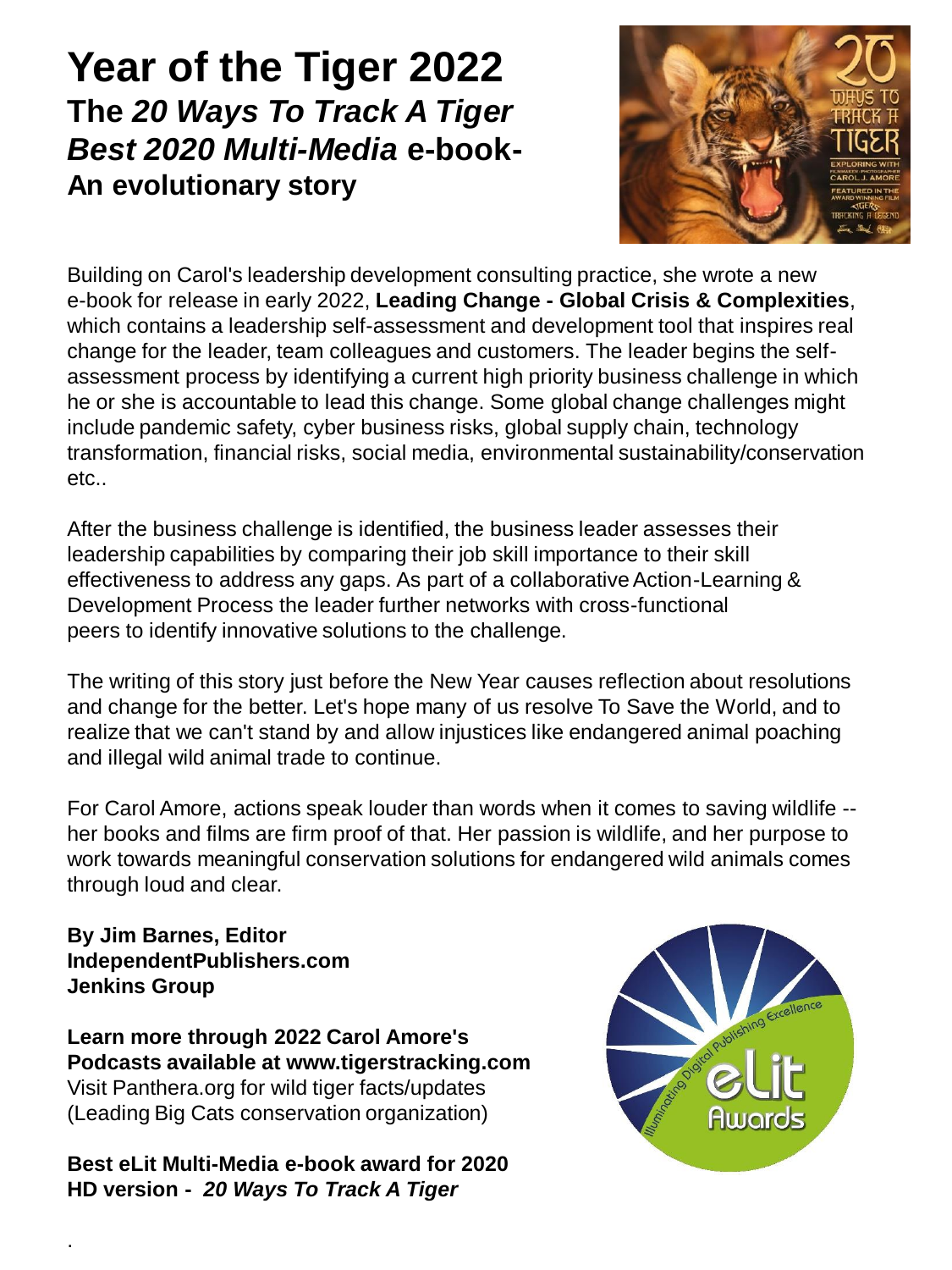# Year of the Tiger 2022

## The *20 Ways To Track A Tiger Best 2020 Multi-Media* e-book-

### An evolutionary story

Building on Carol's leadership development consulting practice, she wrote a new e-book for release in early 2022, **Leading Change - Global Crisis & Complexities**, which contains a leadership self-assessment and development tool that inspires real change for the leader, team colleagues and customers. The leader begins the self-assessment process by identifying a current high priority business challenge in which he or she is accountable to lead this change. Some global change challenges might include pandemic safety, cyber business risks, global supply chain, technology transformation, financial risks, social media, environmental sustainability/conservation etc..

After the business challenge is identified, the business leader assesses their leadership capabilities by comparing their job skill importance to their skill effectiveness to address any gaps. As part of a collaborative Action-Learning & Development Process the leader further networks with cross-functional peers to identify innovative solutions to the challenge.

The writing of this story just before the New Year causes reflection about resolutions and change for the better. Let's hope many of us resolve To Save the World, and to realize that we can't stand by and allow injustices like endangered animal poaching and illegal wild animal trade to continue.

For Carol Amore, actions speak louder than words when it comes to saving wildlife -- her books and films are firm proof of that. Her passion is wildlife, and her purpose to work towards meaningful conservation solutions for endangered wild animals comes through loud and clear.

**By Jim Barnes, Editor**
**IndependentPublishers.com**
**Jenkins Group**

**Learn more through 2022 Carol Amore's Podcasts available at www.tigerstracking.com**
Visit Panthera.org for wild tiger facts/updates
(Leading Big Cats conservation organization)

**Best eLit Multi-Media e-book award for 2020**
**HD version - *20 Ways To Track A Tiger***